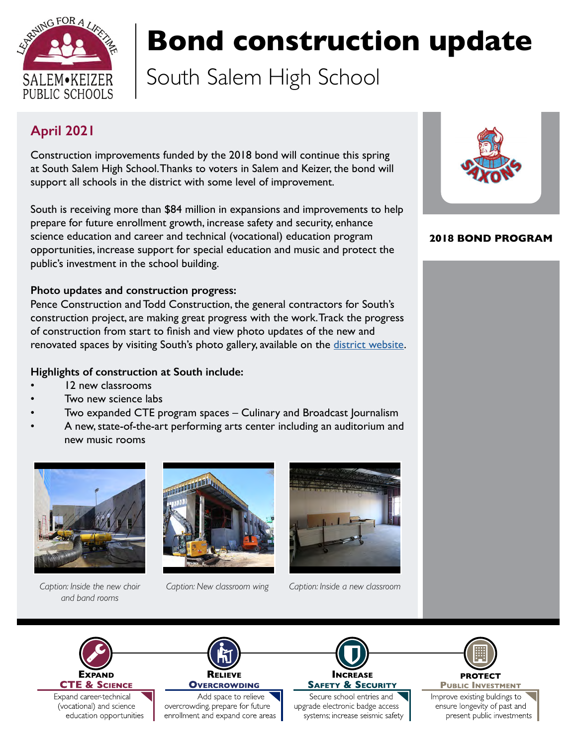SALEM•KEIZER PUBLIC SCHOOLS

LEARNING FOR A LIFETIME

# Bond construction update

## South Salem High School

**2018 BOND PROGRAM**

### April 2021

Construction improvements funded by the 2018 bond will continue this spring at South Salem High School. Thanks to voters in Salem and Keizer, the bond will support all schools in the district with some level of improvement.

South is receiving more than $84 million in expansions and improvements to help prepare for future enrollment growth, increase safety and security, enhance science education and career and technical (vocational) education program opportunities, increase support for special education and music and protect the public's investment in the school building.

**Photo updates and construction progress:**

Pence Construction and Todd Construction, the general contractors for South's construction project, are making great progress with the work. Track the progress of construction from start to finish and view photo updates of the new and renovated spaces by visiting South's photo gallery, available on the [district website](district website).

**Highlights of construction at South include:**

- 12 new classrooms
- Two new science labs
- Two expanded CTE program spaces – Culinary and Broadcast Journalism
- A new, state-of-the-art performing arts center including an auditorium and new music rooms

*Caption: Inside the new choir and band rooms*

*Caption: New classroom wing*

*Caption: Inside a new classroom*

**EXPAND CTE & SCIENCE**
Expand career-technical (vocational) and science education opportunities

**RELIEVE OVERCROWDING**
Add space to relieve overcrowding, prepare for future enrollment and expand core areas

**INCREASE SAFETY & SECURITY**
Secure school entries and upgrade electronic badge access systems; increase seismic safety

**PROTECT PUBLIC INVESTMENT**
Improve existing buildings to ensure longevity of past and present public investments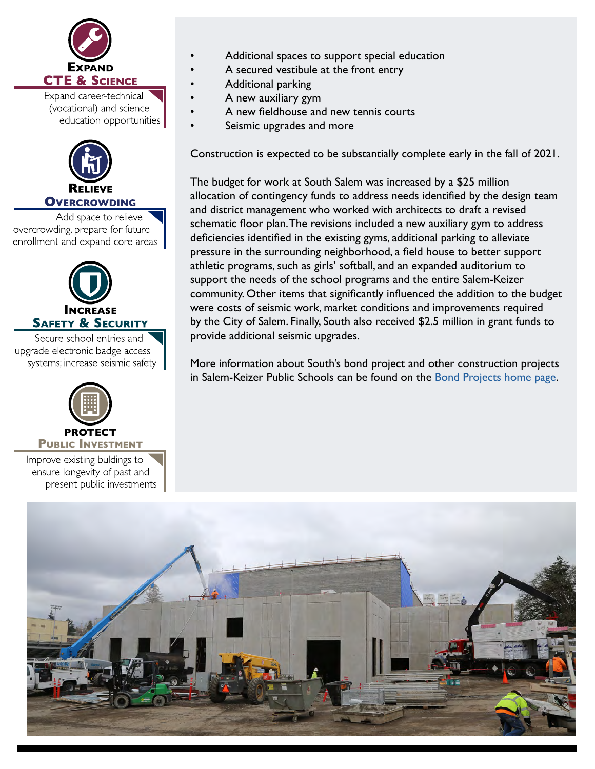**EXPAND CTE & SCIENCE**

Expand career-technical (vocational) and science education opportunities

**RELIEVE OVERCROWDING**

Add space to relieve overcrowding, prepare for future enrollment and expand core areas

**INCREASE SAFETY & SECURITY**

Secure school entries and upgrade electronic badge access systems; increase seismic safety

**PROTECT PUBLIC INVESTMENT**

Improve existing buldings to ensure longevity of past and present public investments

- Additional spaces to support special education
- A secured vestibule at the front entry
- Additional parking
- A new auxiliary gym
- A new fieldhouse and new tennis courts
- Seismic upgrades and more

Construction is expected to be substantially complete early in the fall of 2021.

The budget for work at South Salem was increased by a $25 million allocation of contingency funds to address needs identified by the design team and district management who worked with architects to draft a revised schematic floor plan. The revisions included a new auxiliary gym to address deficiencies identified in the existing gyms, additional parking to alleviate pressure in the surrounding neighborhood, a field house to better support athletic programs, such as girls' softball, and an expanded auditorium to support the needs of the school programs and the entire Salem-Keizer community. Other items that significantly influenced the addition to the budget were costs of seismic work, market conditions and improvements required by the City of Salem. Finally, South also received $2.5 million in grant funds to provide additional seismic upgrades.

More information about South's bond project and other construction projects in Salem-Keizer Public Schools can be found on the Bond Projects home page.